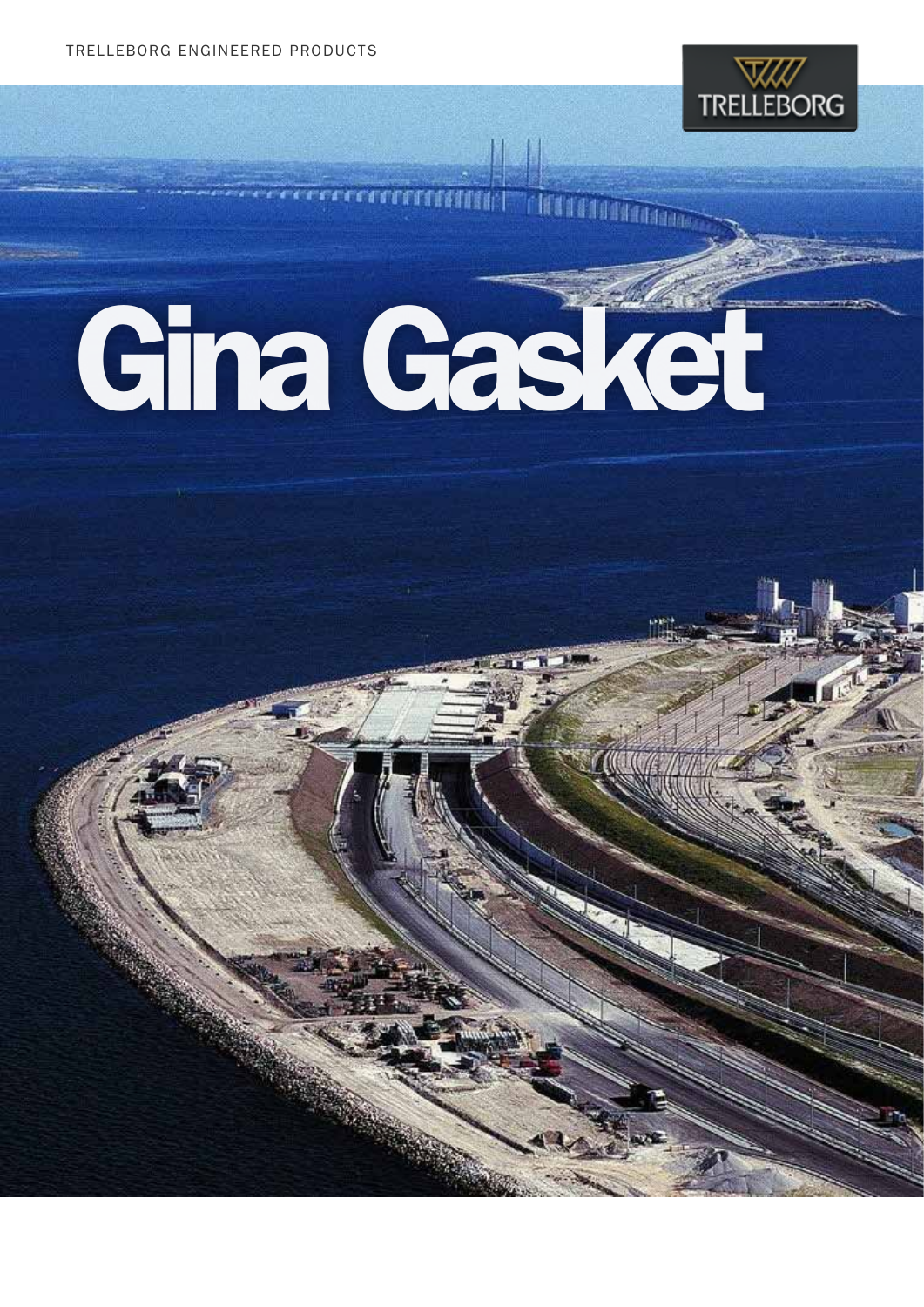TRELLEBORG ENGINEERED PRODUCTS

TRELLEBORG

# Gina Gasket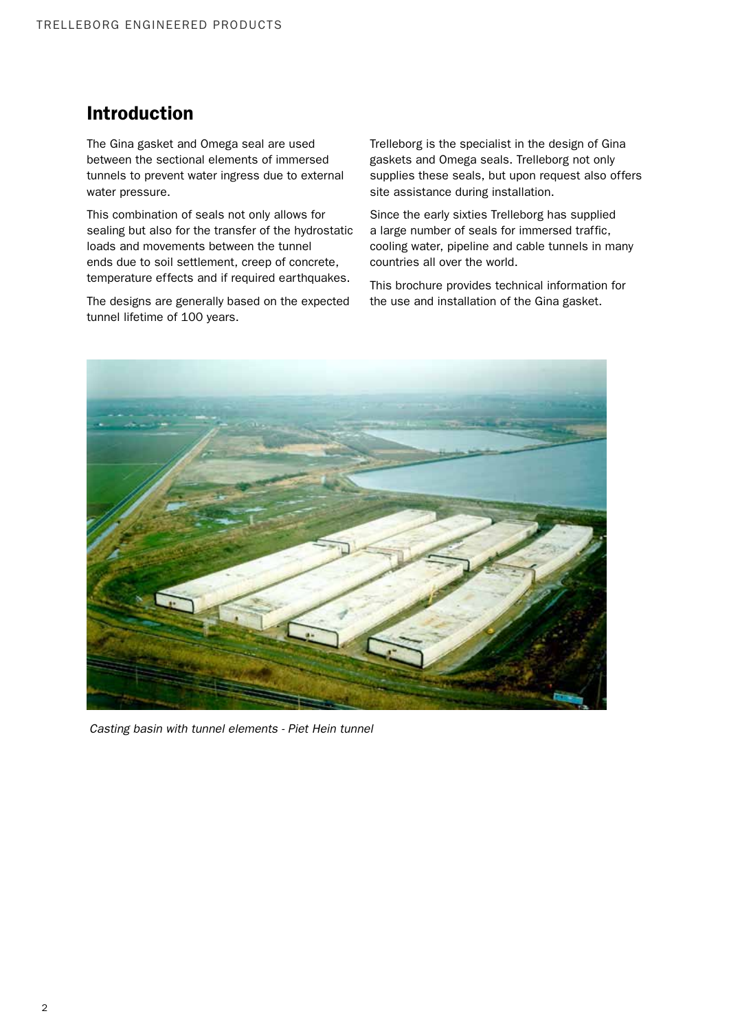## Introduction

The Gina gasket and Omega seal are used between the sectional elements of immersed tunnels to prevent water ingress due to external water pressure.

This combination of seals not only allows for sealing but also for the transfer of the hydrostatic loads and movements between the tunnel ends due to soil settlement, creep of concrete, temperature effects and if required earthquakes.

The designs are generally based on the expected tunnel lifetime of 100 years.

Trelleborg is the specialist in the design of Gina gaskets and Omega seals. Trelleborg not only supplies these seals, but upon request also offers site assistance during installation.

Since the early sixties Trelleborg has supplied a large number of seals for immersed traffic, cooling water, pipeline and cable tunnels in many countries all over the world.

This brochure provides technical information for the use and installation of the Gina gasket.

*Casting basin with tunnel elements - Piet Hein tunnel*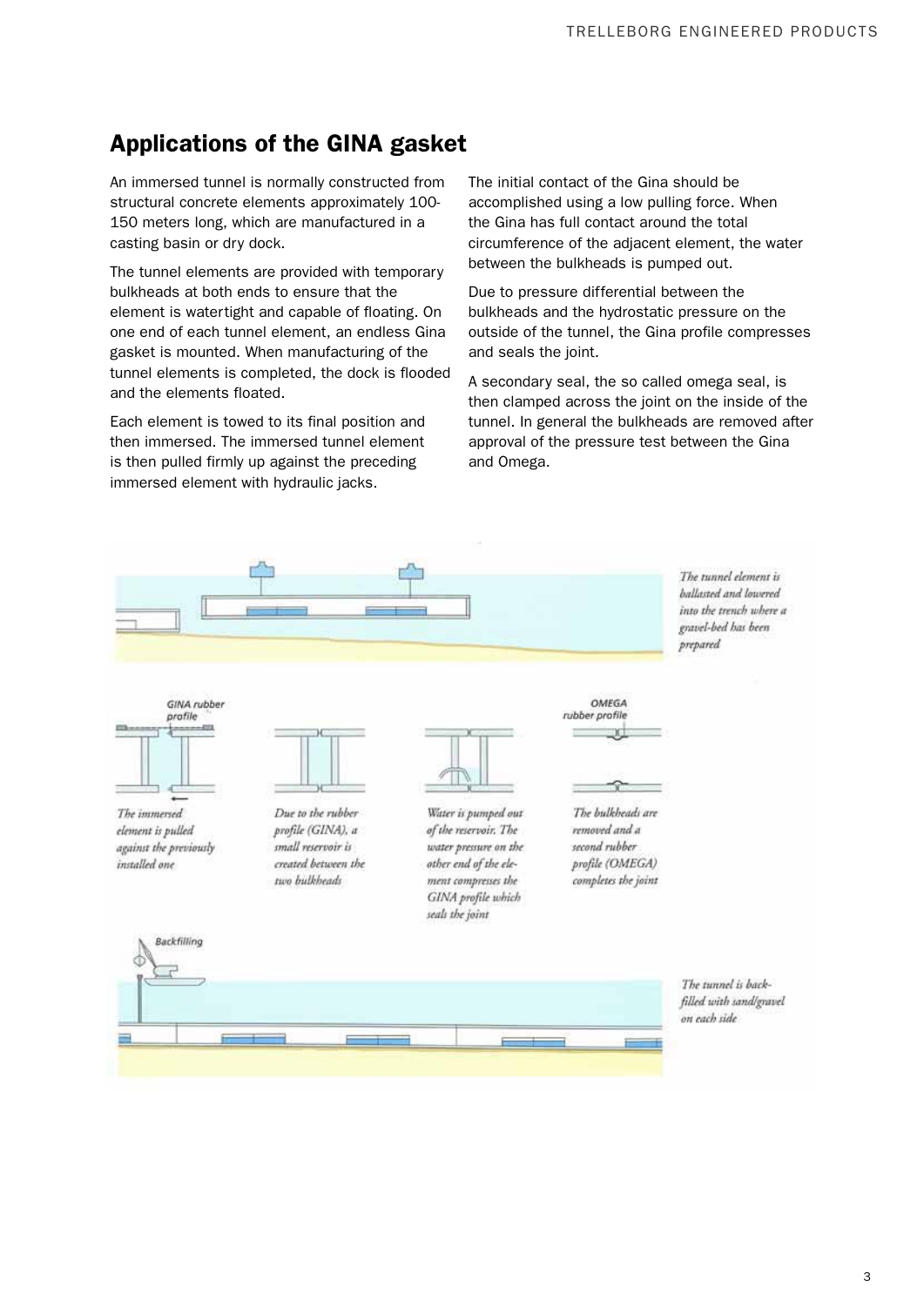## Applications of the GINA gasket

An immersed tunnel is normally constructed from structural concrete elements approximately 100-150 meters long, which are manufactured in a casting basin or dry dock.

The tunnel elements are provided with temporary bulkheads at both ends to ensure that the element is watertight and capable of floating. On one end of each tunnel element, an endless Gina gasket is mounted. When manufacturing of the tunnel elements is completed, the dock is flooded and the elements floated.

Each element is towed to its final position and then immersed. The immersed tunnel element is then pulled firmly up against the preceding immersed element with hydraulic jacks.

The initial contact of the Gina should be accomplished using a low pulling force. When the Gina has full contact around the total circumference of the adjacent element, the water between the bulkheads is pumped out.

Due to pressure differential between the bulkheads and the hydrostatic pressure on the outside of the tunnel, the Gina profile compresses and seals the joint.

A secondary seal, the so called omega seal, is then clamped across the joint on the inside of the tunnel. In general the bulkheads are removed after approval of the pressure test between the Gina and Omega.

*The tunnel element is ballasted and lowered into the trench where a gravel-bed has been prepared*

GINA rubber profile

*The immersed element is pulled against the previously installed one*

*Due to the rubber profile (GINA), a small reservoir is created between the two bulkheads*

*Water is pumped out of the reservoir. The water pressure on the other end of the element compresses the GINA profile which seals the joint*

OMEGA rubber profile

*The bulkheads are removed and a second rubber profile (OMEGA) completes the joint*

Backfilling

*The tunnel is back-filled with sand/gravel on each side*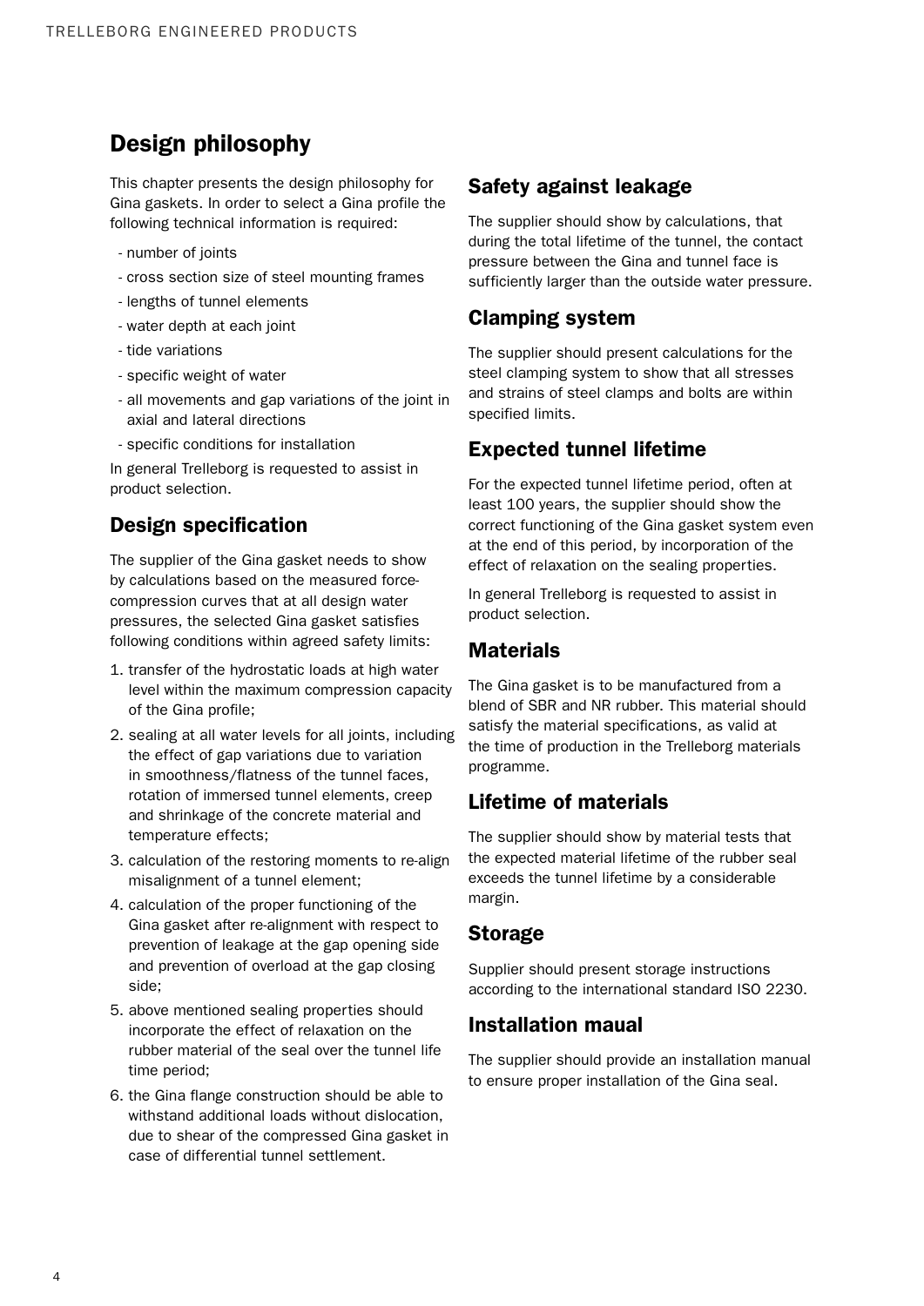# Design philosophy

This chapter presents the design philosophy for Gina gaskets. In order to select a Gina profile the following technical information is required:

- number of joints
- cross section size of steel mounting frames
- lengths of tunnel elements
- water depth at each joint
- tide variations
- specific weight of water
- all movements and gap variations of the joint in axial and lateral directions
- specific conditions for installation

In general Trelleborg is requested to assist in product selection.

## Design specification

The supplier of the Gina gasket needs to show by calculations based on the measured force-compression curves that at all design water pressures, the selected Gina gasket satisfies following conditions within agreed safety limits:

1. transfer of the hydrostatic loads at high water level within the maximum compression capacity of the Gina profile;
2. sealing at all water levels for all joints, including the effect of gap variations due to variation in smoothness/flatness of the tunnel faces, rotation of immersed tunnel elements, creep and shrinkage of the concrete material and temperature effects;
3. calculation of the restoring moments to re-align misalignment of a tunnel element;
4. calculation of the proper functioning of the Gina gasket after re-alignment with respect to prevention of leakage at the gap opening side and prevention of overload at the gap closing side;
5. above mentioned sealing properties should incorporate the effect of relaxation on the rubber material of the seal over the tunnel life time period;
6. the Gina flange construction should be able to withstand additional loads without dislocation, due to shear of the compressed Gina gasket in case of differential tunnel settlement.

## Safety against leakage

The supplier should show by calculations, that during the total lifetime of the tunnel, the contact pressure between the Gina and tunnel face is sufficiently larger than the outside water pressure.

## Clamping system

The supplier should present calculations for the steel clamping system to show that all stresses and strains of steel clamps and bolts are within specified limits.

## Expected tunnel lifetime

For the expected tunnel lifetime period, often at least 100 years, the supplier should show the correct functioning of the Gina gasket system even at the end of this period, by incorporation of the effect of relaxation on the sealing properties.

In general Trelleborg is requested to assist in product selection.

## Materials

The Gina gasket is to be manufactured from a blend of SBR and NR rubber. This material should satisfy the material specifications, as valid at the time of production in the Trelleborg materials programme.

## Lifetime of materials

The supplier should show by material tests that the expected material lifetime of the rubber seal exceeds the tunnel lifetime by a considerable margin.

## Storage

Supplier should present storage instructions according to the international standard ISO 2230.

## Installation maual

The supplier should provide an installation manual to ensure proper installation of the Gina seal.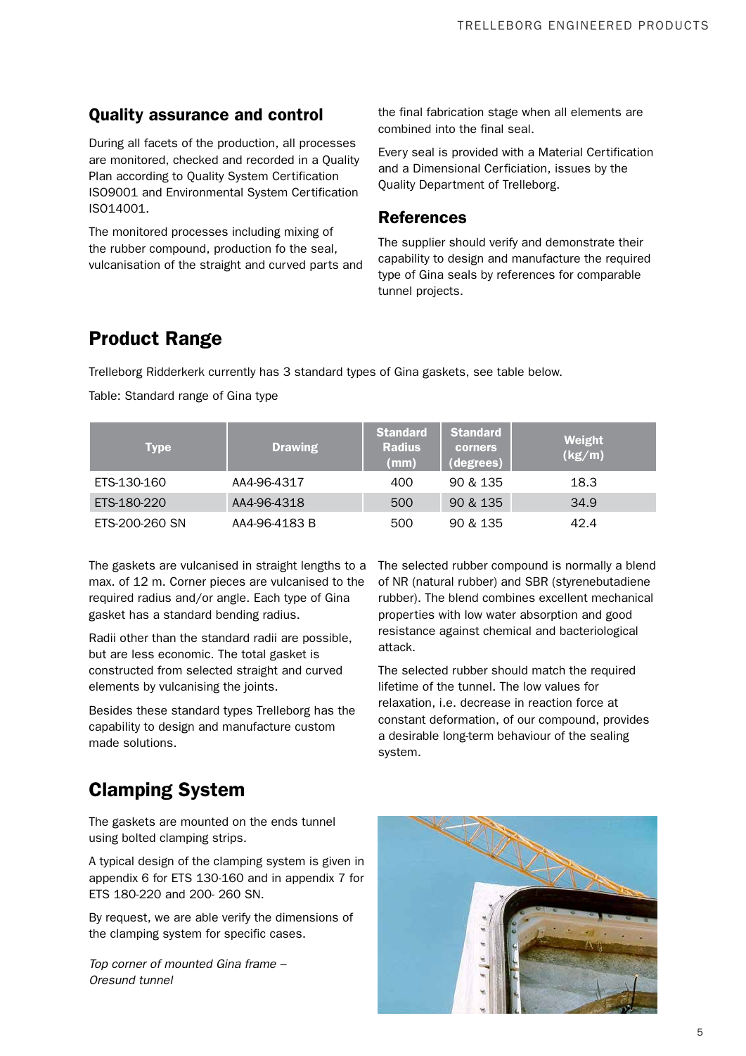## Quality assurance and control

During all facets of the production, all processes are monitored, checked and recorded in a Quality Plan according to Quality System Certification ISO9001 and Environmental System Certification ISO14001.

The monitored processes including mixing of the rubber compound, production fo the seal, vulcanisation of the straight and curved parts and the final fabrication stage when all elements are combined into the final seal.

Every seal is provided with a Material Certification and a Dimensional Cerficiation, issues by the Quality Department of Trelleborg.

## References

The supplier should verify and demonstrate their capability to design and manufacture the required type of Gina seals by references for comparable tunnel projects.

# Product Range

Trelleborg Ridderkerk currently has 3 standard types of Gina gaskets, see table below.

Table: Standard range of Gina type

| Type | Drawing | Standard Radius (mm) | Standard corners (degrees) | Weight (kg/m) |
|---|---|---|---|---|
| ETS-130-160 | AA4-96-4317 | 400 | 90 & 135 | 18.3 |
| ETS-180-220 | AA4-96-4318 | 500 | 90 & 135 | 34.9 |
| ETS-200-260 SN | AA4-96-4183 B | 500 | 90 & 135 | 42.4 |

The gaskets are vulcanised in straight lengths to a max. of 12 m. Corner pieces are vulcanised to the required radius and/or angle. Each type of Gina gasket has a standard bending radius.

Radii other than the standard radii are possible, but are less economic. The total gasket is constructed from selected straight and curved elements by vulcanising the joints.

Besides these standard types Trelleborg has the capability to design and manufacture custom made solutions.

The selected rubber compound is normally a blend of NR (natural rubber) and SBR (styrenebutadiene rubber). The blend combines excellent mechanical properties with low water absorption and good resistance against chemical and bacteriological attack.

The selected rubber should match the required lifetime of the tunnel. The low values for relaxation, i.e. decrease in reaction force at constant deformation, of our compound, provides a desirable long-term behaviour of the sealing system.

# Clamping System

The gaskets are mounted on the ends tunnel using bolted clamping strips.

A typical design of the clamping system is given in appendix 6 for ETS 130-160 and in appendix 7 for ETS 180-220 and 200- 260 SN.

By request, we are able verify the dimensions of the clamping system for specific cases.

*Top corner of mounted Gina frame – Oresund tunnel*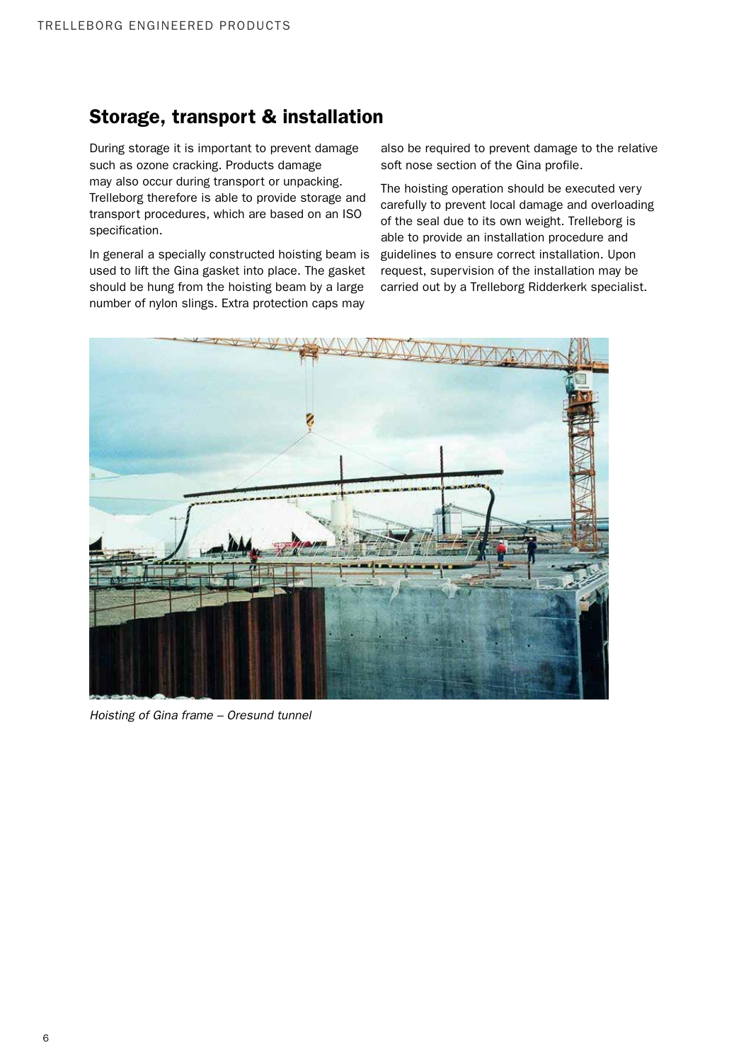## Storage, transport & installation

During storage it is important to prevent damage such as ozone cracking. Products damage may also occur during transport or unpacking. Trelleborg therefore is able to provide storage and transport procedures, which are based on an ISO specification.

In general a specially constructed hoisting beam is used to lift the Gina gasket into place. The gasket should be hung from the hoisting beam by a large number of nylon slings. Extra protection caps may also be required to prevent damage to the relative soft nose section of the Gina profile.

The hoisting operation should be executed very carefully to prevent local damage and overloading of the seal due to its own weight. Trelleborg is able to provide an installation procedure and guidelines to ensure correct installation. Upon request, supervision of the installation may be carried out by a Trelleborg Ridderkerk specialist.

*Hoisting of Gina frame – Oresund tunnel*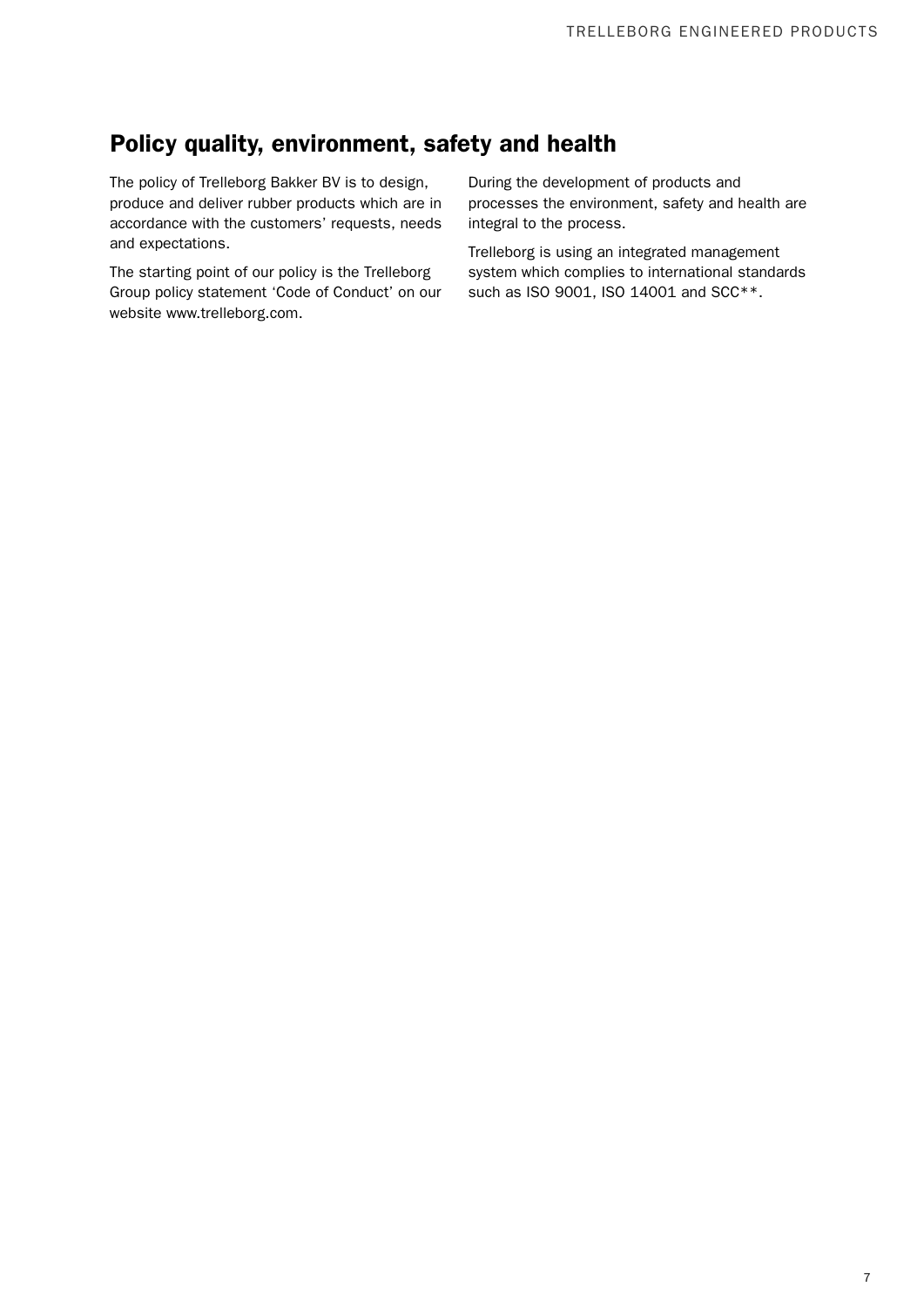## Policy quality, environment, safety and health

The policy of Trelleborg Bakker BV is to design, produce and deliver rubber products which are in accordance with the customers' requests, needs and expectations.

The starting point of our policy is the Trelleborg Group policy statement 'Code of Conduct' on our website www.trelleborg.com.

During the development of products and processes the environment, safety and health are integral to the process.

Trelleborg is using an integrated management system which complies to international standards such as ISO 9001, ISO 14001 and SCC**.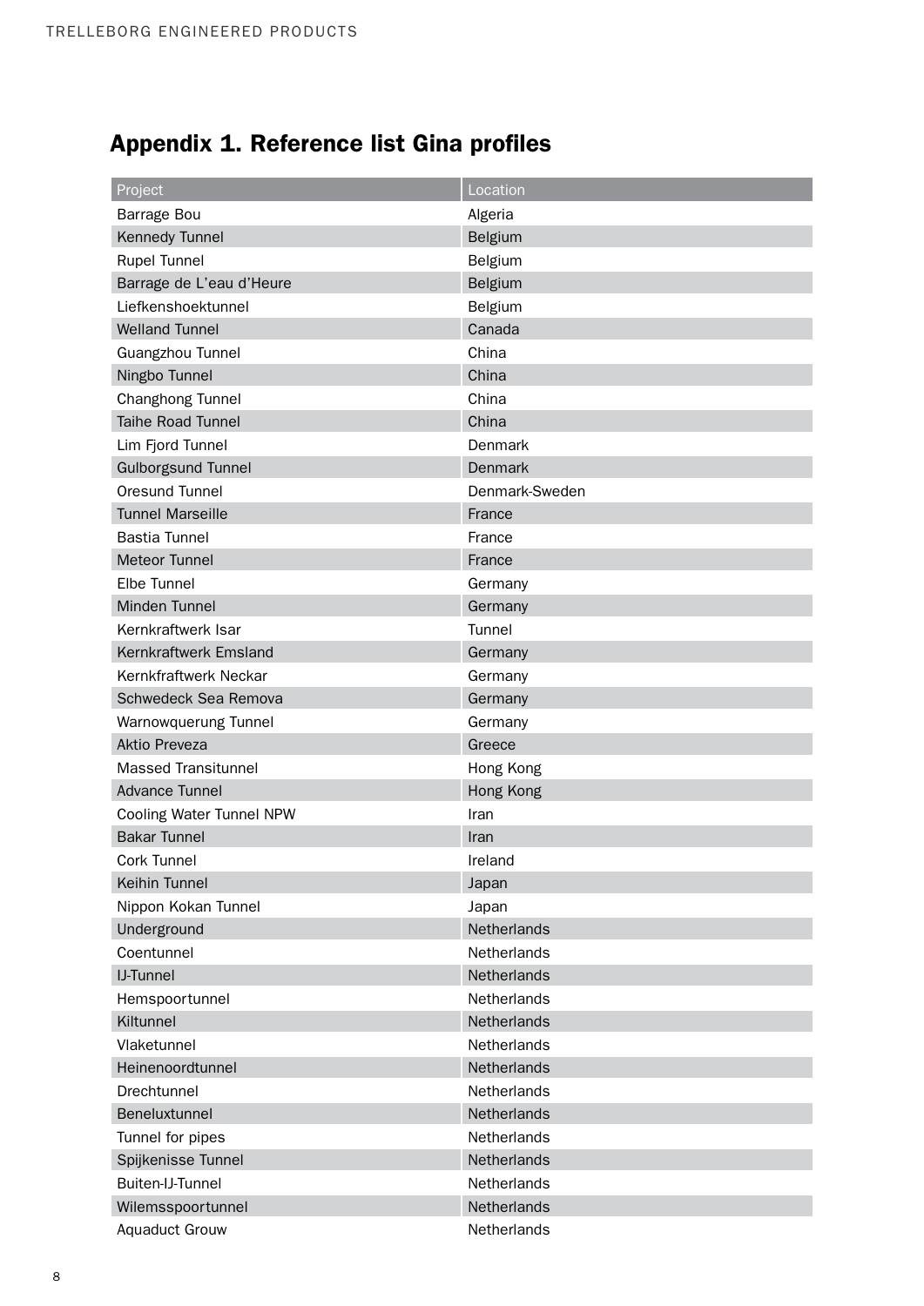## Appendix 1. Reference list Gina profiles

| Project | Location |
|---|---|
| Barrage Bou | Algeria |
| Kennedy Tunnel | Belgium |
| Rupel Tunnel | Belgium |
| Barrage de L'eau d'Heure | Belgium |
| Liefkenshoektunnel | Belgium |
| Welland Tunnel | Canada |
| Guangzhou Tunnel | China |
| Ningbo Tunnel | China |
| Changhong Tunnel | China |
| Taihe Road Tunnel | China |
| Lim Fjord Tunnel | Denmark |
| Gulborgsund Tunnel | Denmark |
| Oresund Tunnel | Denmark-Sweden |
| Tunnel Marseille | France |
| Bastia Tunnel | France |
| Meteor Tunnel | France |
| Elbe Tunnel | Germany |
| Minden Tunnel | Germany |
| Kernkraftwerk Isar | Tunnel |
| Kernkraftwerk Emsland | Germany |
| Kernkfraftwerk Neckar | Germany |
| Schwedeck Sea Remova | Germany |
| Warnowquerung Tunnel | Germany |
| Aktio Preveza | Greece |
| Massed Transitunnel | Hong Kong |
| Advance Tunnel | Hong Kong |
| Cooling Water Tunnel NPW | Iran |
| Bakar Tunnel | Iran |
| Cork Tunnel | Ireland |
| Keihin Tunnel | Japan |
| Nippon Kokan Tunnel | Japan |
| Underground | Netherlands |
| Coentunnel | Netherlands |
| IJ-Tunnel | Netherlands |
| Hemspoortunnel | Netherlands |
| Kiltunnel | Netherlands |
| Vlaketunnel | Netherlands |
| Heinenoordtunnel | Netherlands |
| Drechtunnel | Netherlands |
| Beneluxtunnel | Netherlands |
| Tunnel for pipes | Netherlands |
| Spijkenisse Tunnel | Netherlands |
| Buiten-IJ-Tunnel | Netherlands |
| Wilemsspoortunnel | Netherlands |
| Aquaduct Grouw | Netherlands |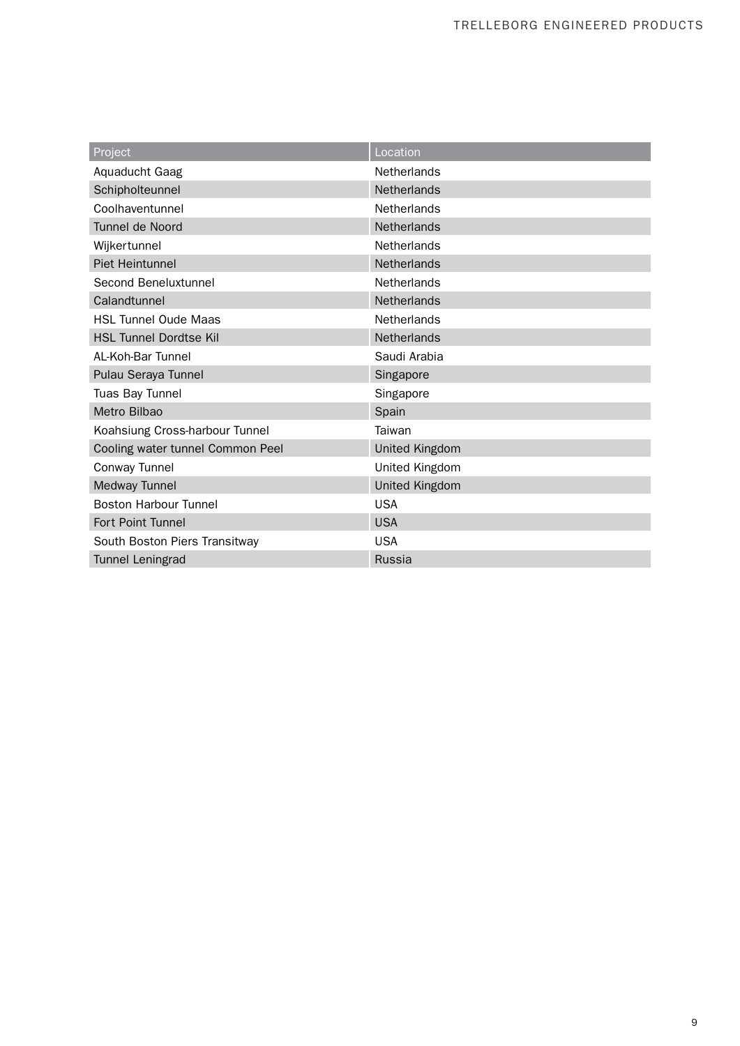| Project | Location |
|---|---|
| Aquaducht Gaag | Netherlands |
| Schipholteunnel | Netherlands |
| Coolhaventunnel | Netherlands |
| Tunnel de Noord | Netherlands |
| Wijkertunnel | Netherlands |
| Piet Heintunnel | Netherlands |
| Second Beneluxtunnel | Netherlands |
| Calandtunnel | Netherlands |
| HSL Tunnel Oude Maas | Netherlands |
| HSL Tunnel Dordtse Kil | Netherlands |
| AL-Koh-Bar Tunnel | Saudi Arabia |
| Pulau Seraya Tunnel | Singapore |
| Tuas Bay Tunnel | Singapore |
| Metro Bilbao | Spain |
| Koahsiung Cross-harbour Tunnel | Taiwan |
| Cooling water tunnel Common Peel | United Kingdom |
| Conway Tunnel | United Kingdom |
| Medway Tunnel | United Kingdom |
| Boston Harbour Tunnel | USA |
| Fort Point Tunnel | USA |
| South Boston Piers Transitway | USA |
| Tunnel Leningrad | Russia |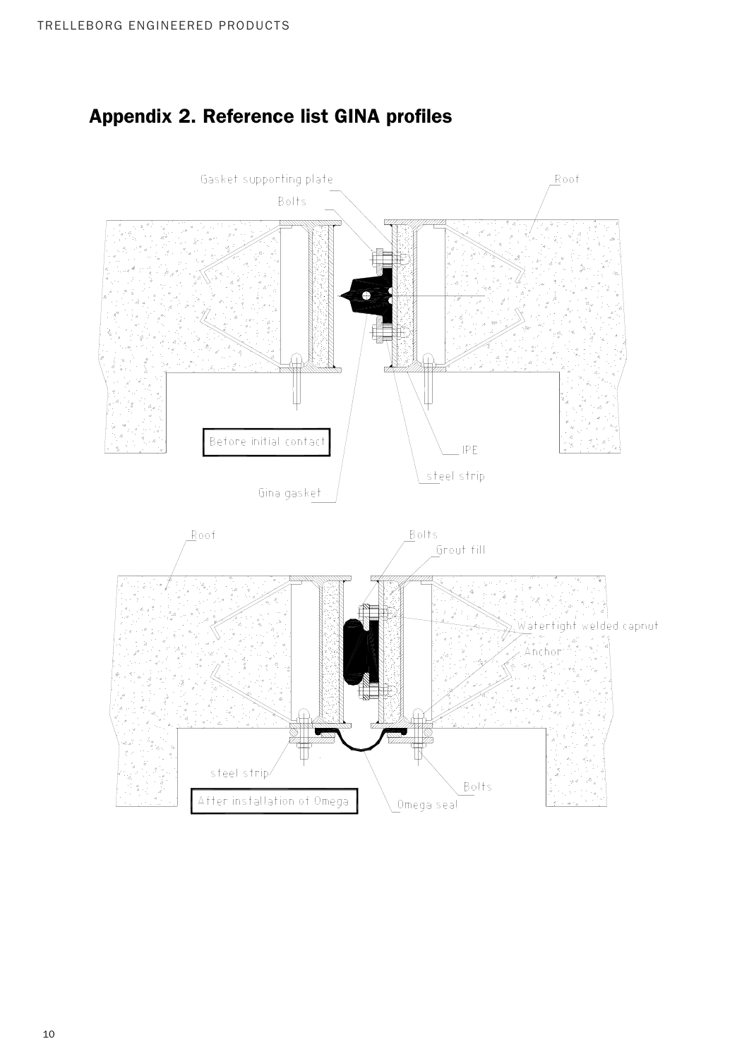## Appendix 2. Reference list GINA profiles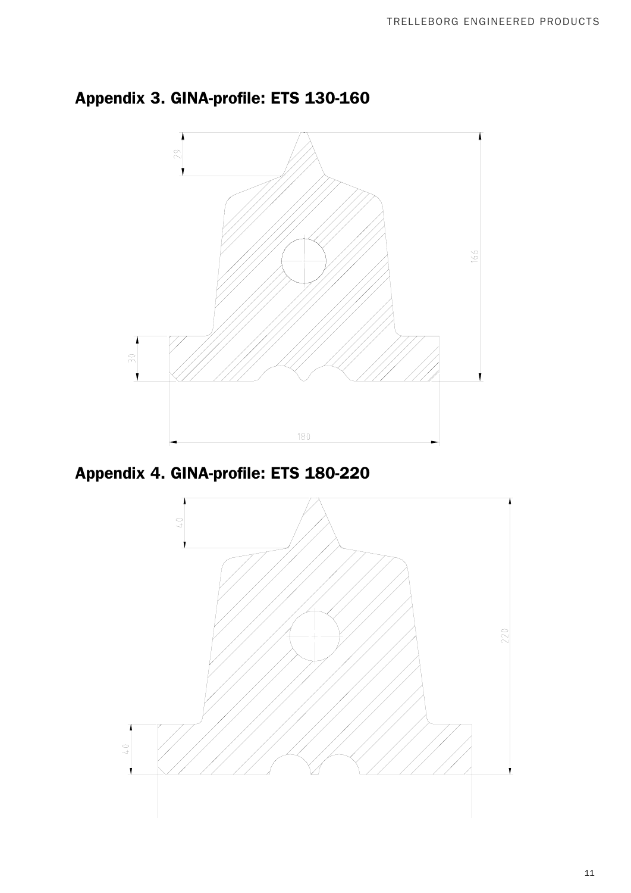## Appendix 3. GINA-profile: ETS 130-160

29

166

30

180

## Appendix 4. GINA-profile: ETS 180-220

40

220

40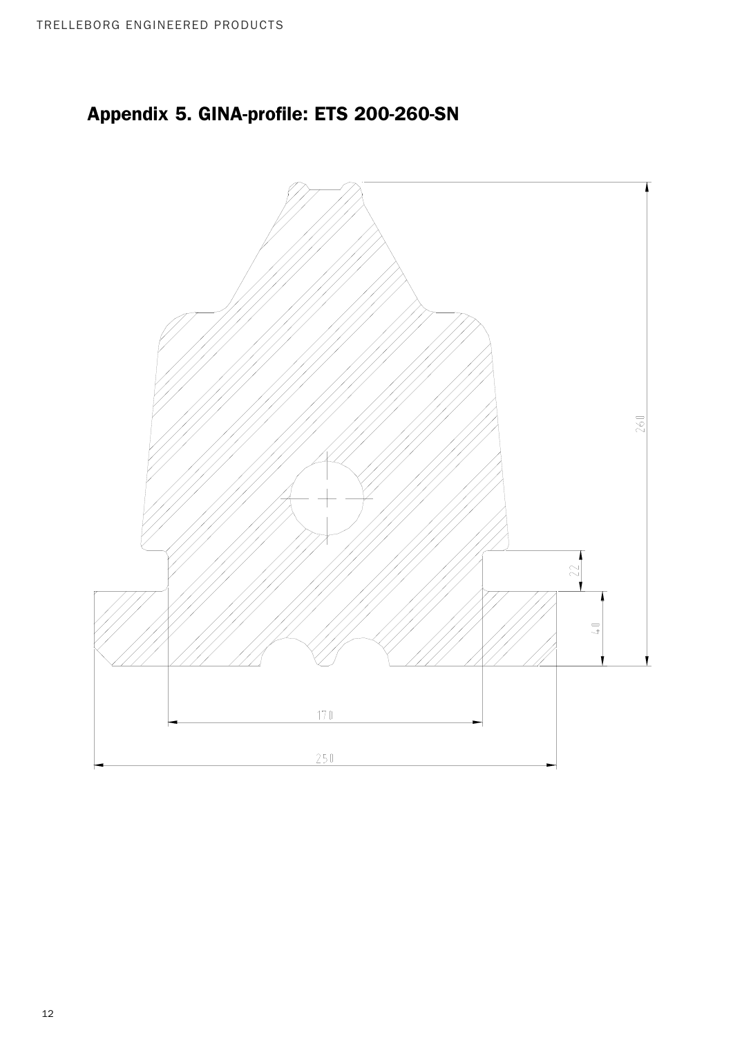## Appendix 5. GINA-profile: ETS 200-260-SN

260

22

40

170

250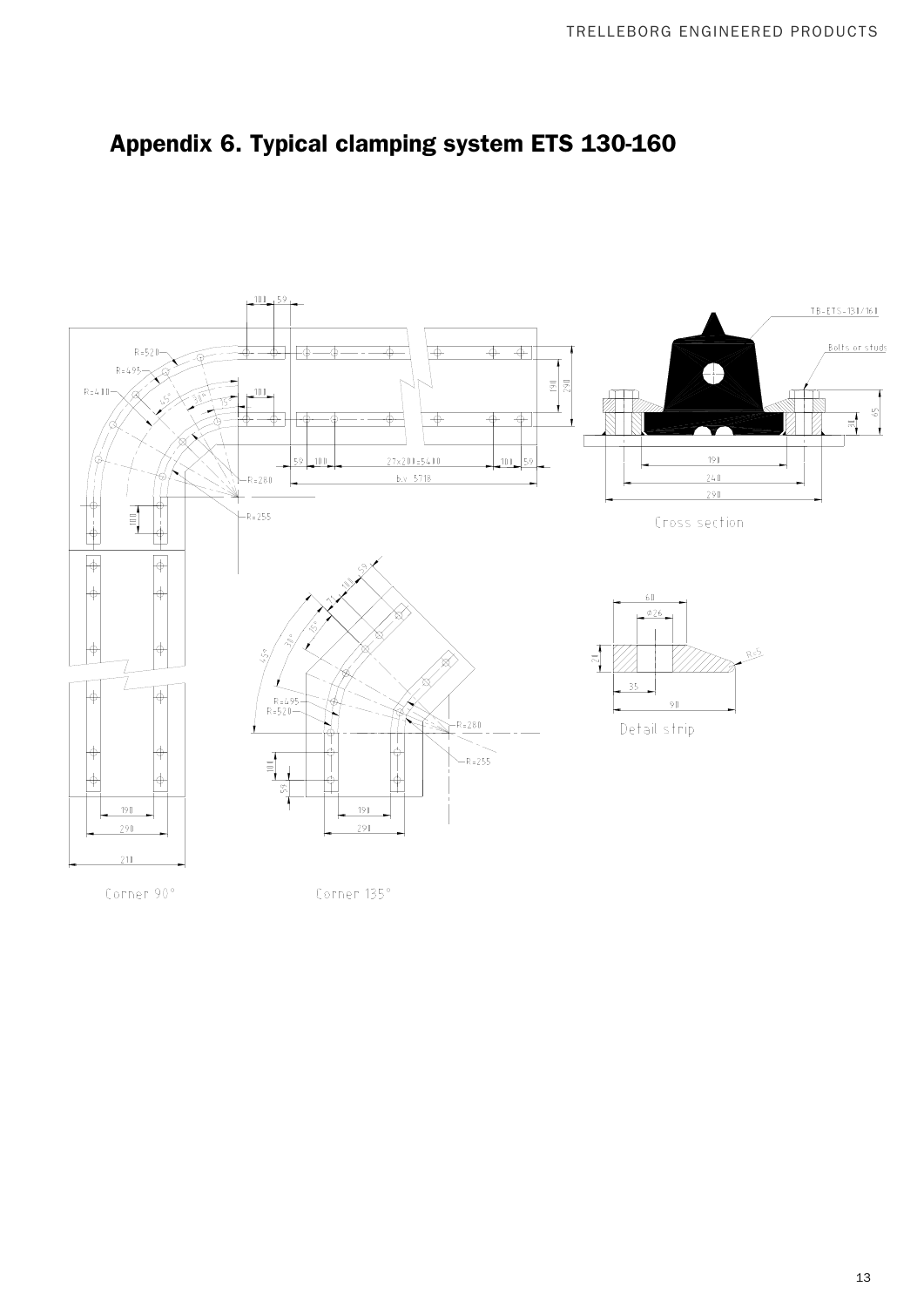## Appendix 6. Typical clamping system ETS 130-160

TB-ETS-130/160

Bolts or studs

Cross section

Detail strip

Corner 90°

Corner 135°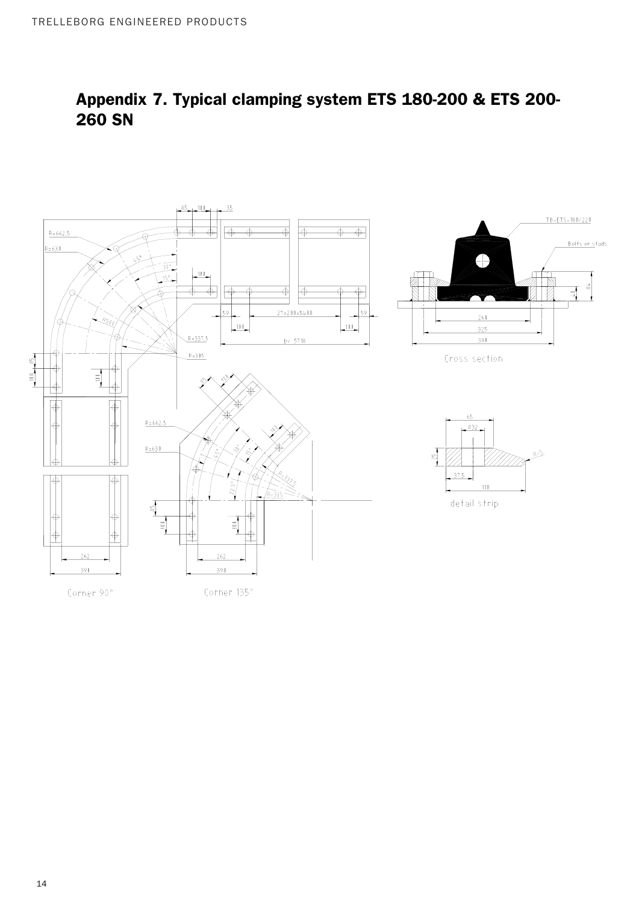# Appendix 7. Typical clamping system ETS 180-200 & ETS 200-260 SN

R=662.5

R=630

85 100 35

45°

30°

15°

100

R500

R=337.5

R=315

59 27x200=5400 59

100 100

by 5718

TB-ETS-180/220

Bolts or studs

40 80

260

325

390

Cross section

100 85

100

85 100

100

R=662.5

R=630

45° 30° 15°

22.5°

R=337.5

R=315

85

100

100

262

390

262

390

Corner 90°

Corner 135°

65

Ø32

25

R=5

37.5

110

detail strip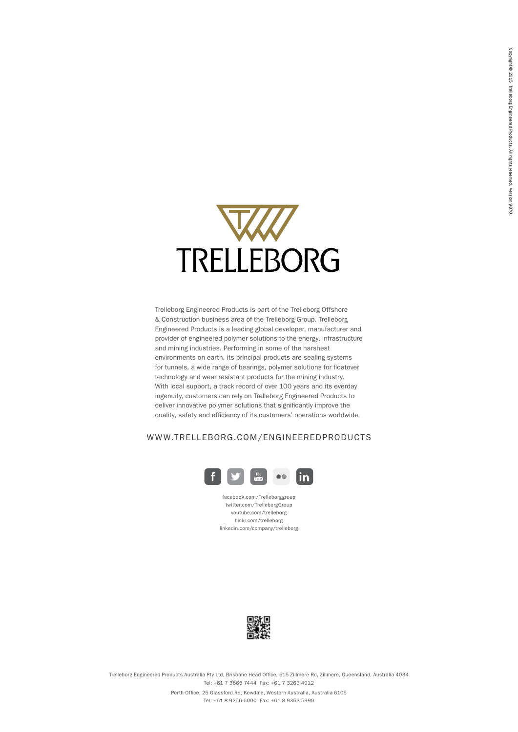TRELLEBORG

Trelleborg Engineered Products is part of the Trelleborg Offshore & Construction business area of the Trelleborg Group. Trelleborg Engineered Products is a leading global developer, manufacturer and provider of engineered polymer solutions to the energy, infrastructure and mining industries. Performing in some of the harshest environments on earth, its principal products are sealing systems for tunnels, a wide range of bearings, polymer solutions for floatover technology and wear resistant products for the mining industry. With local support, a track record of over 100 years and its everday ingenuity, customers can rely on Trelleborg Engineered Products to deliver innovative polymer solutions that significantly improve the quality, safety and efficiency of its customers' operations worldwide.

WWW.TRELLEBORG.COM/ENGINEEREDPRODUCTS

facebook.com/Trelleborggroup
twitter.com/TrelleborgGroup
youtube.com/trelleborg
flickr.com/trelleborg
linkedin.com/company/trelleborg

Trelleborg Engineered Products Australia Pty Ltd, Brisbane Head Office, 515 Zillmere Rd, Zillmere, Queensland, Australia 4034
Tel: +61 7 3866 7444 Fax: +61 7 3263 4912

Perth Office, 25 Glassford Rd, Kewdale, Western Australia, Australia 6105
Tel: +61 8 9256 6000 Fax: +61 8 9353 5990

Copyright © 2015 Trelleborg Engineered Products. All rights reserved. Version 9870.